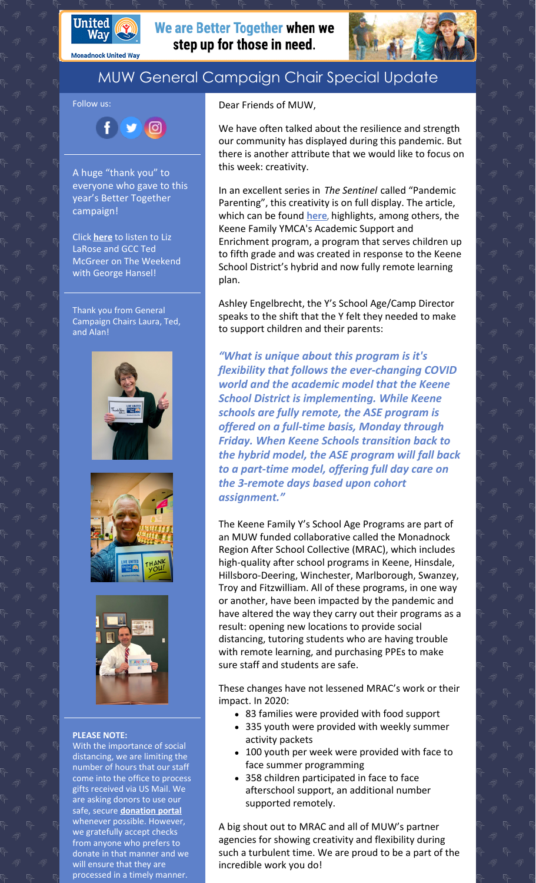United Way

Monadnock United Way

We are Better Together when we step up for those in need.

# MUW General Campaign Chair Special Update

Follow us:

A huge "thank you" to everyone who gave to this year's Better Together campaign!

Click **here** to listen to Liz LaRose and GCC Ted McGreer on The Weekend with George Hansel!

Thank you from General Campaign Chairs Laura, Ted, and Alan!

**PLEASE NOTE:**
With the importance of social distancing, we are limiting the number of hours that our staff come into the office to process gifts received via US Mail. We are asking donors to use our safe, secure **donation portal** whenever possible. However, we gratefully accept checks from anyone who prefers to donate in that manner and we will ensure that they are processed in a timely manner.

Dear Friends of MUW,

We have often talked about the resilience and strength our community has displayed during this pandemic. But there is another attribute that we would like to focus on this week: creativity.

In an excellent series in *The Sentinel* called "Pandemic Parenting", this creativity is on full display. The article, which can be found **here**, highlights, among others, the Keene Family YMCA's Academic Support and Enrichment program, a program that serves children up to fifth grade and was created in response to the Keene School District's hybrid and now fully remote learning plan.

Ashley Engelbrecht, the Y's School Age/Camp Director speaks to the shift that the Y felt they needed to make to support children and their parents:

***"What is unique about this program is it's flexibility that follows the ever-changing COVID world and the academic model that the Keene School District is implementing. While Keene schools are fully remote, the ASE program is offered on a full-time basis, Monday through Friday. When Keene Schools transition back to the hybrid model, the ASE program will fall back to a part-time model, offering full day care on the 3-remote days based upon cohort assignment."***

The Keene Family Y's School Age Programs are part of an MUW funded collaborative called the Monadnock Region After School Collective (MRAC), which includes high-quality after school programs in Keene, Hinsdale, Hillsboro-Deering, Winchester, Marlborough, Swanzey, Troy and Fitzwilliam. All of these programs, in one way or another, have been impacted by the pandemic and have altered the way they carry out their programs as a result: opening new locations to provide social distancing, tutoring students who are having trouble with remote learning, and purchasing PPEs to make sure staff and students are safe.

These changes have not lessened MRAC's work or their impact. In 2020:

- 83 families were provided with food support
- 335 youth were provided with weekly summer activity packets
- 100 youth per week were provided with face to face summer programming
- 358 children participated in face to face afterschool support, an additional number supported remotely.

A big shout out to MRAC and all of MUW's partner agencies for showing creativity and flexibility during such a turbulent time. We are proud to be a part of the incredible work you do!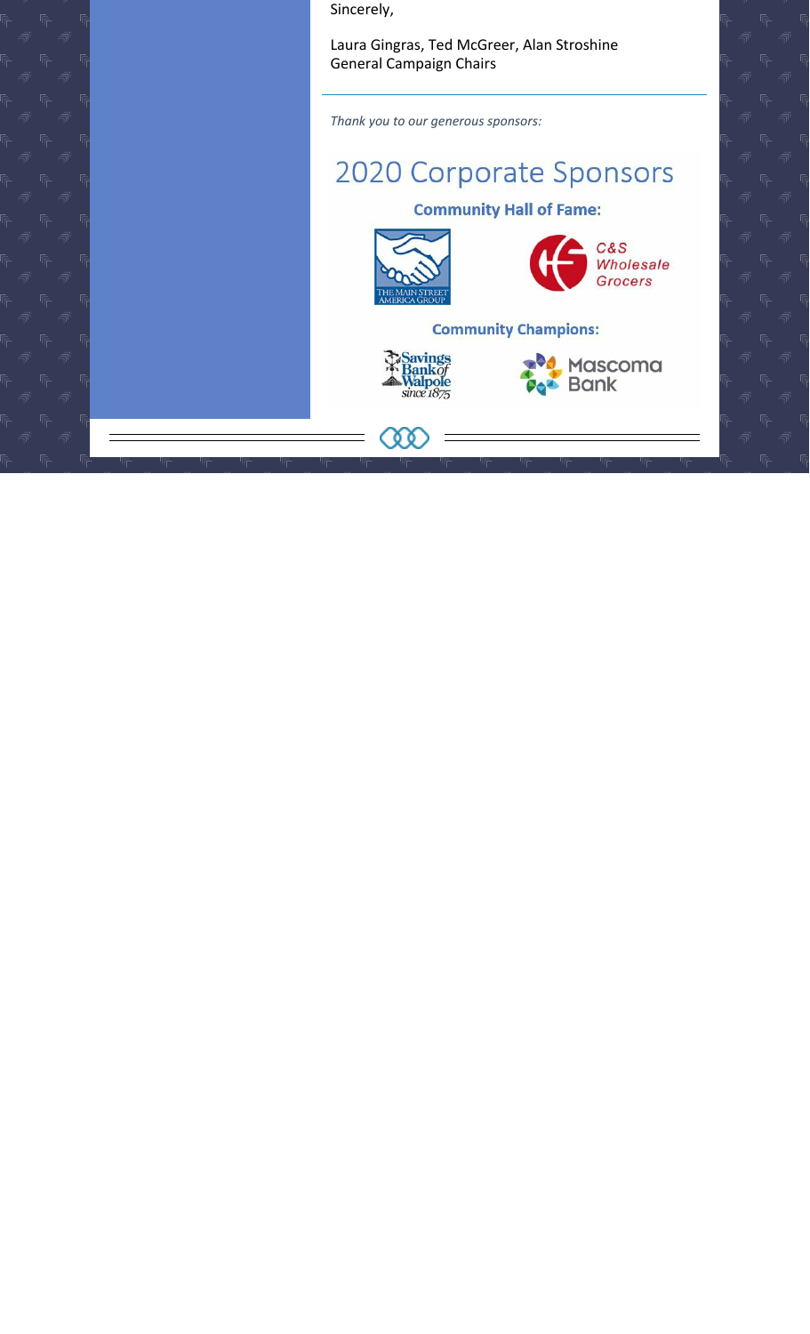Sincerely,

Laura Gingras, Ted McGreer, Alan Stroshine
General Campaign Chairs

*Thank you to our generous sponsors:*

## 2020 Corporate Sponsors

**Community Hall of Fame:**

THE MAIN STREET AMERICA GROUP

C&S Wholesale Grocers

**Community Champions:**

Savings Bank of Walpole since 1875

Mascoma Bank